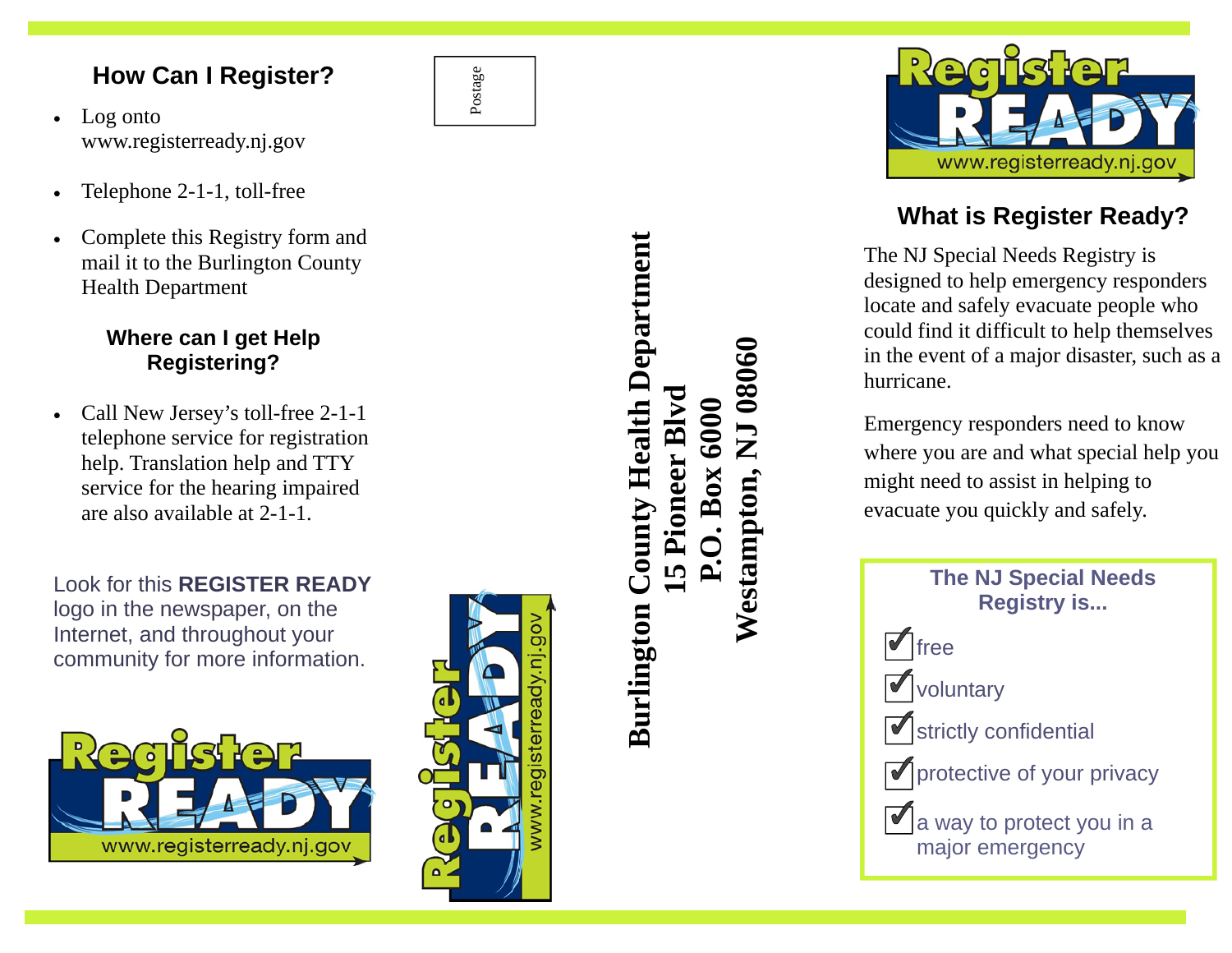## How Can I Register?

- Log onto www.registerready.nj.gov
- Telephone 2-1-1, toll-free
- Complete this Registry form and mail it to the Burlington County Health Department

### Where can I get Help Registering?

- Call New Jersey's toll-free 2-1-1 telephone service for registration help. Translation help and TTY service for the hearing impaired are also available at 2-1-1.

Look for this **REGISTER READY** logo in the newspaper, on the Internet, and throughout your community for more information.

Register READY www.registerready.nj.gov

Postage

Register READY www.registerready.nj.gov

**Burlington County Health Department**
**15 Pioneer Blvd**
**P.O. Box 6000**
**Westampton, NJ 08060**

Register READY www.registerready.nj.gov

## What is Register Ready?

The NJ Special Needs Registry is designed to help emergency responders locate and safely evacuate people who could find it difficult to help themselves in the event of a major disaster, such as a hurricane.

Emergency responders need to know where you are and what special help you might need to assist in helping to evacuate you quickly and safely.

**The NJ Special Needs Registry is...**

- ✔ free
- ✔ voluntary
- ✔ strictly confidential
- ✔ protective of your privacy
- ✔ a way to protect you in a major emergency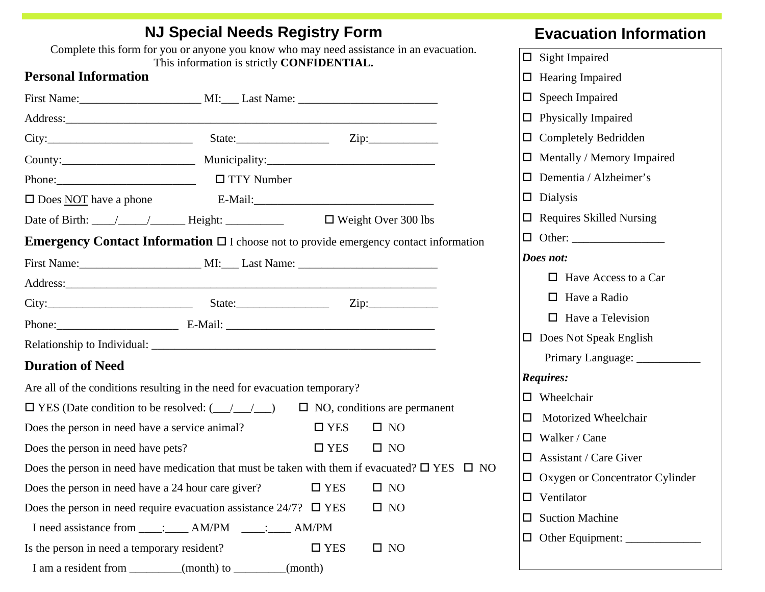## NJ Special Needs Registry Form

Complete this form for you or anyone you know who may need assistance in an evacuation.
This information is strictly **CONFIDENTIAL.**

### Personal Information

First Name:_____________________ MI:___ Last Name: ________________________

Address:_________________________________________________________________

City:_________________________ State:________________ Zip:____________

County:_______________________ Municipality:_____________________________

Phone:________________________ ☐ TTY Number

☐ Does NOT have a phone E-Mail:________________________________

Date of Birth: ____/_____/______ Height: __________ ☐ Weight Over 300 lbs

### Emergency Contact Information ☐ I choose not to provide emergency contact information

First Name:_____________________ MI:___ Last Name: ________________________

Address:_________________________________________________________________

City:_________________________ State:________________ Zip:____________

Phone:_____________________ E-Mail: _____________________________________

Relationship to Individual: _______________________________________________

### Duration of Need

Are all of the conditions resulting in the need for evacuation temporary?

☐ YES (Date condition to be resolved: (___/___/___) ☐ NO, conditions are permanent

Does the person in need have a service animal? ☐ YES ☐ NO

Does the person in need have pets? ☐ YES ☐ NO

Does the person in need have medication that must be taken with them if evacuated? ☐ YES ☐ NO

Does the person in need have a 24 hour care giver? ☐ YES ☐ NO

Does the person in need require evacuation assistance 24/7? ☐ YES ☐ NO

I need assistance from ____:____ AM/PM ____:____ AM/PM

Is the person in need a temporary resident? ☐ YES ☐ NO

I am a resident from _________(month) to _________(month)

## Evacuation Information

- ☐ Sight Impaired
- ☐ Hearing Impaired
- ☐ Speech Impaired
- ☐ Physically Impaired
- ☐ Completely Bedridden
- ☐ Mentally / Memory Impaired
- ☐ Dementia / Alzheimer's
- ☐ Dialysis
- ☐ Requires Skilled Nursing
- ☐ Other: ________________

***Does not:***

- ☐ Have Access to a Car
- ☐ Have a Radio
- ☐ Have a Television

☐ Does Not Speak English

Primary Language: ___________

***Requires:***

- ☐ Wheelchair
- ☐ Motorized Wheelchair
- ☐ Walker / Cane
- ☐ Assistant / Care Giver
- ☐ Oxygen or Concentrator Cylinder
- ☐ Ventilator
- ☐ Suction Machine
- ☐ Other Equipment: _____________